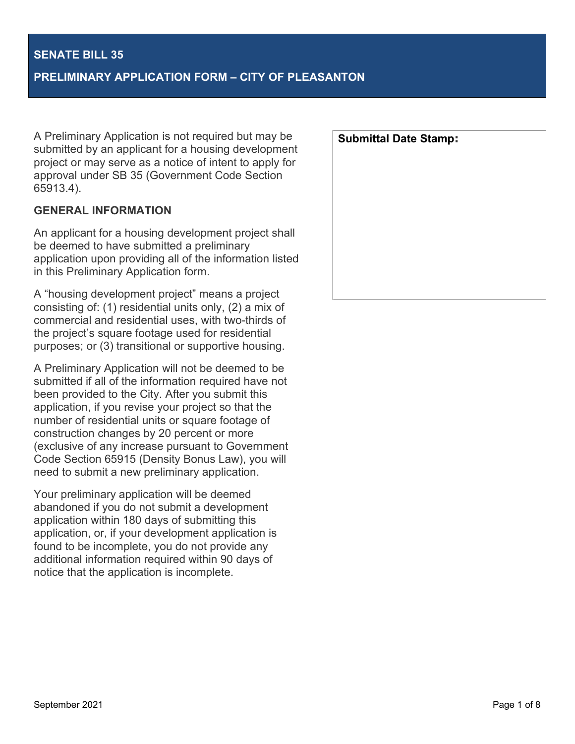# SENATE BILL 35

## PRELIMINARY APPLICATION FORM – CITY OF PLEASANTON

A Preliminary Application is not required but may be submitted by an applicant for a housing development project or may serve as a notice of intent to apply for approval under SB 35 (Government Code Section 65913.4).

**Submittal Date Stamp:**

### GENERAL INFORMATION

An applicant for a housing development project shall be deemed to have submitted a preliminary application upon providing all of the information listed in this Preliminary Application form.

A "housing development project" means a project consisting of: (1) residential units only, (2) a mix of commercial and residential uses, with two-thirds of the project's square footage used for residential purposes; or (3) transitional or supportive housing.

A Preliminary Application will not be deemed to be submitted if all of the information required have not been provided to the City. After you submit this application, if you revise your project so that the number of residential units or square footage of construction changes by 20 percent or more (exclusive of any increase pursuant to Government Code Section 65915 (Density Bonus Law), you will need to submit a new preliminary application.

Your preliminary application will be deemed abandoned if you do not submit a development application within 180 days of submitting this application, or, if your development application is found to be incomplete, you do not provide any additional information required within 90 days of notice that the application is incomplete.

September 2021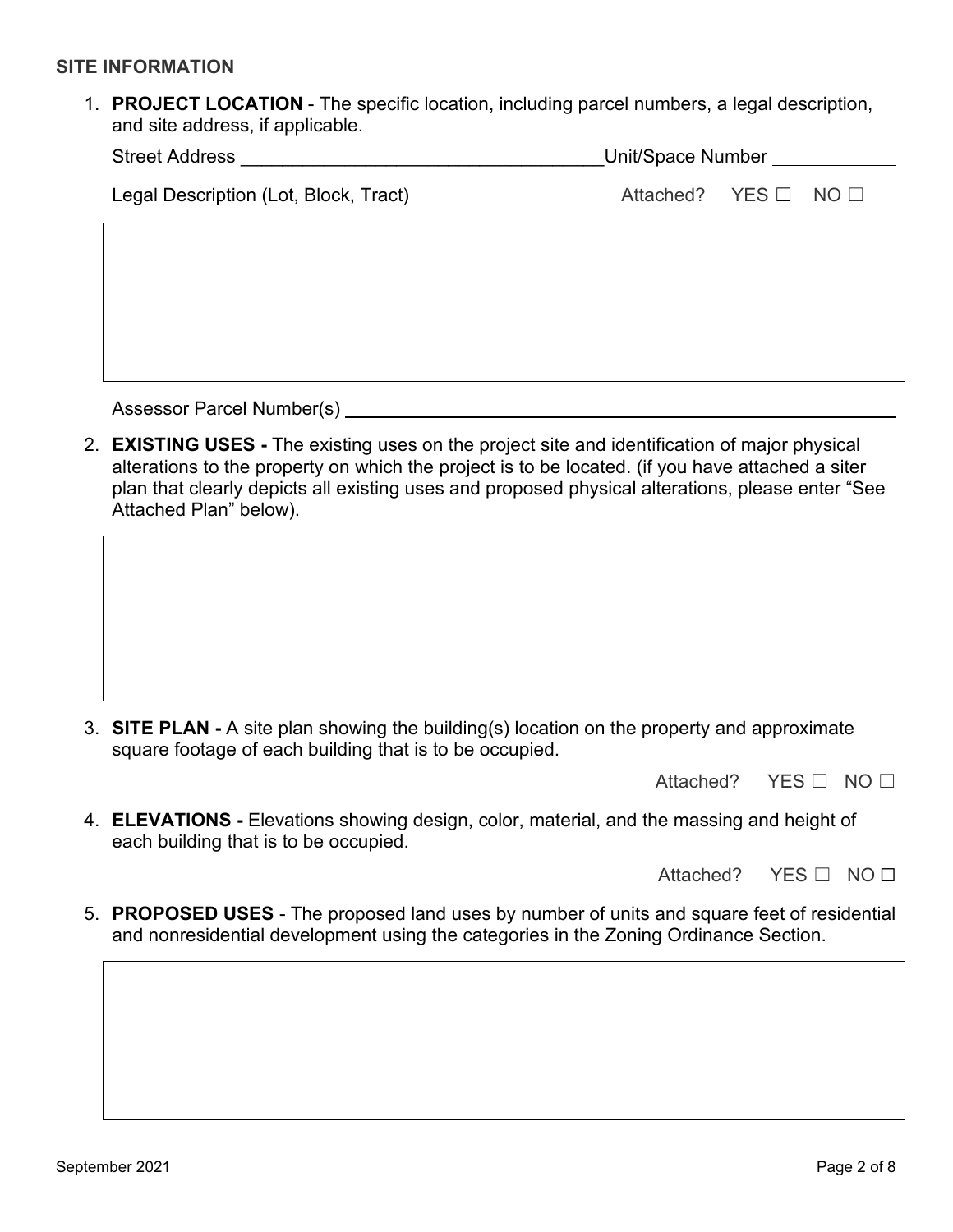## SITE INFORMATION

1. **PROJECT LOCATION** - The specific location, including parcel numbers, a legal description, and site address, if applicable.

   Street Address ___________________________________Unit/Space Number ____________

   Legal Description (Lot, Block, Tract) Attached? YES ☐ NO ☐

   Assessor Parcel Number(s) ________________________________________________

2. **EXISTING USES -** The existing uses on the project site and identification of major physical alterations to the property on which the project is to be located. (if you have attached a siter plan that clearly depicts all existing uses and proposed physical alterations, please enter "See Attached Plan" below).

3. **SITE PLAN -** A site plan showing the building(s) location on the property and approximate square footage of each building that is to be occupied.

   Attached? YES ☐ NO ☐

4. **ELEVATIONS -** Elevations showing design, color, material, and the massing and height of each building that is to be occupied.

   Attached? YES ☐ NO ☐

5. **PROPOSED USES** - The proposed land uses by number of units and square feet of residential and nonresidential development using the categories in the Zoning Ordinance Section.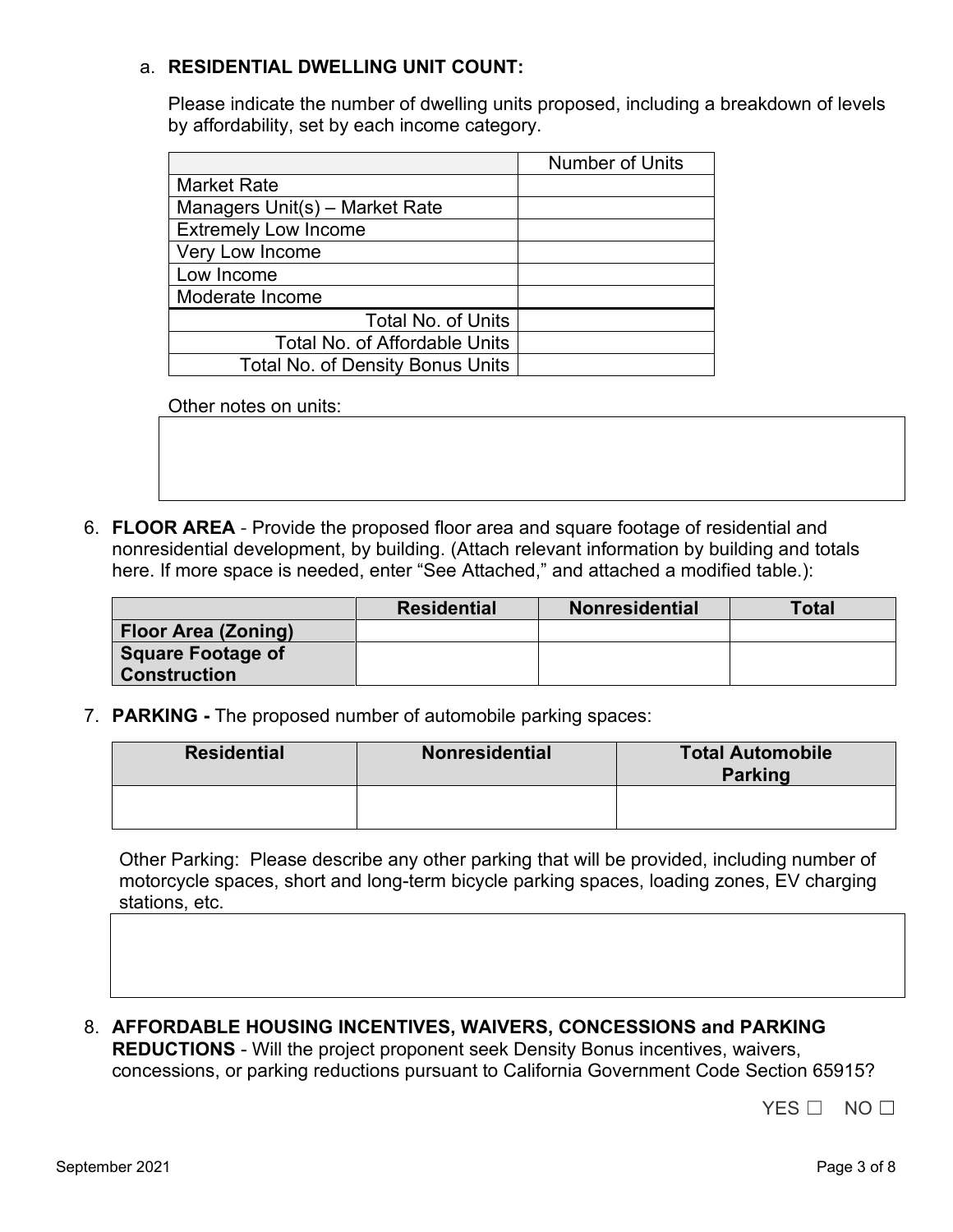a. **RESIDENTIAL DWELLING UNIT COUNT:**

Please indicate the number of dwelling units proposed, including a breakdown of levels by affordability, set by each income category.

| | Number of Units |
|---|---|
| Market Rate | |
| Managers Unit(s) – Market Rate | |
| Extremely Low Income | |
| Very Low Income | |
| Low Income | |
| Moderate Income | |
| Total No. of Units | |
| Total No. of Affordable Units | |
| Total No. of Density Bonus Units | |

Other notes on units:

6. **FLOOR AREA** - Provide the proposed floor area and square footage of residential and nonresidential development, by building. (Attach relevant information by building and totals here. If more space is needed, enter "See Attached," and attached a modified table.):

| | **Residential** | **Nonresidential** | **Total** |
|---|---|---|---|
| **Floor Area (Zoning)** | | | |
| **Square Footage of Construction** | | | |

7. **PARKING -** The proposed number of automobile parking spaces:

| **Residential** | **Nonresidential** | **Total Automobile Parking** |
|---|---|---|
| | | |

Other Parking: Please describe any other parking that will be provided, including number of motorcycle spaces, short and long-term bicycle parking spaces, loading zones, EV charging stations, etc.

8. **AFFORDABLE HOUSING INCENTIVES, WAIVERS, CONCESSIONS and PARKING REDUCTIONS** - Will the project proponent seek Density Bonus incentives, waivers, concessions, or parking reductions pursuant to California Government Code Section 65915?

YES ☐ NO ☐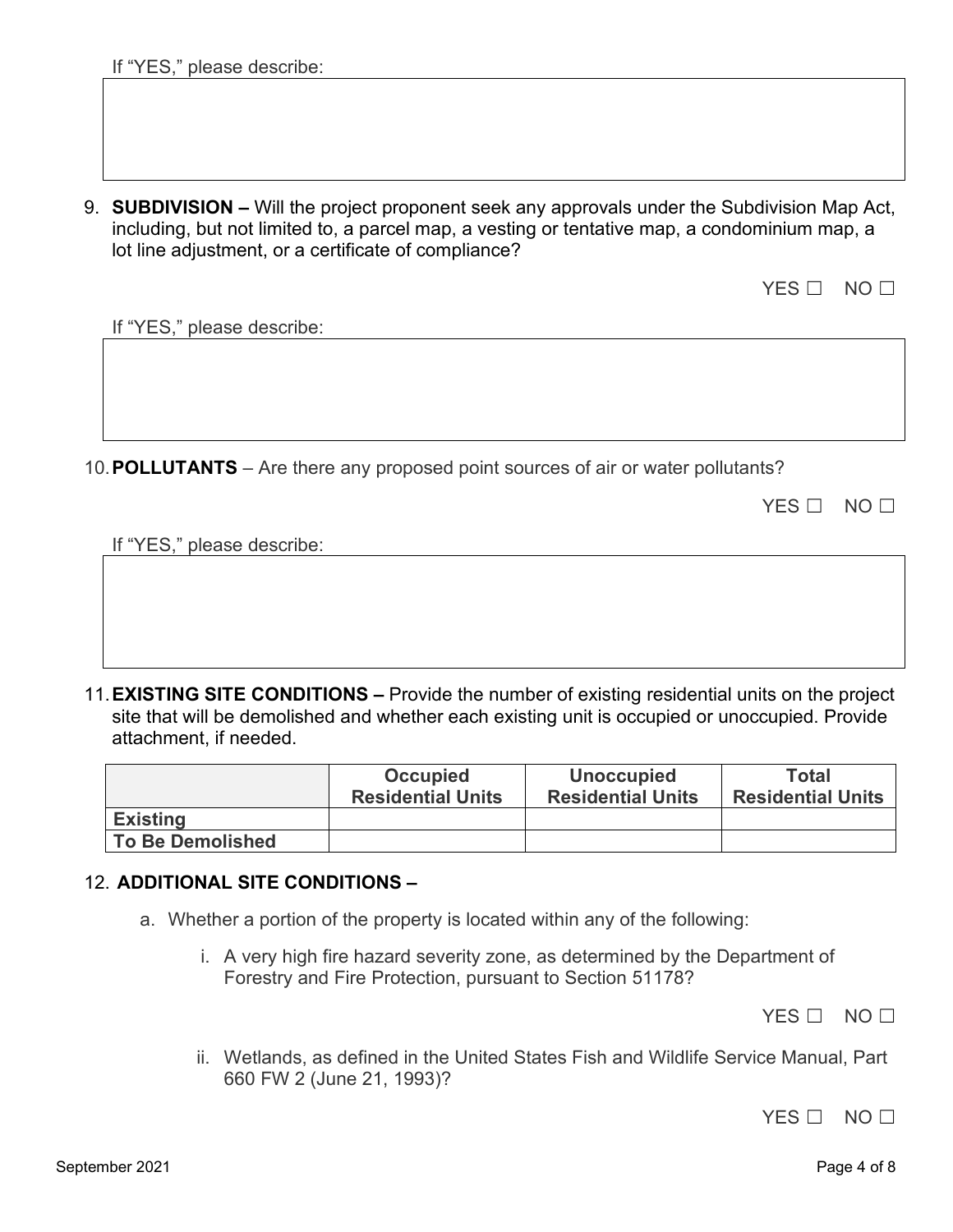If "YES," please describe:

9. **SUBDIVISION –** Will the project proponent seek any approvals under the Subdivision Map Act, including, but not limited to, a parcel map, a vesting or tentative map, a condominium map, a lot line adjustment, or a certificate of compliance?

YES ☐ NO ☐

If "YES," please describe:

10. **POLLUTANTS** – Are there any proposed point sources of air or water pollutants?

YES ☐ NO ☐

If "YES," please describe:

11. **EXISTING SITE CONDITIONS –** Provide the number of existing residential units on the project site that will be demolished and whether each existing unit is occupied or unoccupied. Provide attachment, if needed.

| | Occupied Residential Units | Unoccupied Residential Units | Total Residential Units |
|---|---|---|---|
| **Existing** | | | |
| **To Be Demolished** | | | |

12. **ADDITIONAL SITE CONDITIONS –**

    a. Whether a portion of the property is located within any of the following:

        i. A very high fire hazard severity zone, as determined by the Department of Forestry and Fire Protection, pursuant to Section 51178?

        YES ☐ NO ☐

        ii. Wetlands, as defined in the United States Fish and Wildlife Service Manual, Part 660 FW 2 (June 21, 1993)?

        YES ☐ NO ☐

September 2021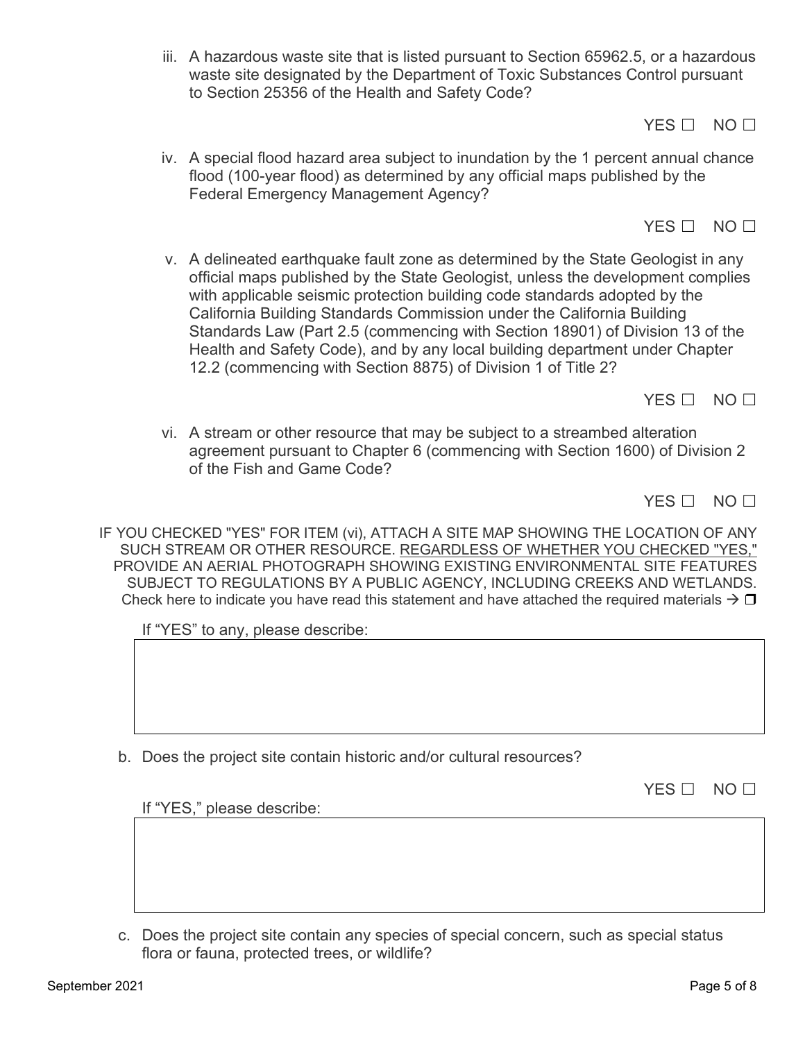iii. A hazardous waste site that is listed pursuant to Section 65962.5, or a hazardous waste site designated by the Department of Toxic Substances Control pursuant to Section 25356 of the Health and Safety Code?

YES ☐ NO ☐

iv. A special flood hazard area subject to inundation by the 1 percent annual chance flood (100-year flood) as determined by any official maps published by the Federal Emergency Management Agency?

YES ☐ NO ☐

v. A delineated earthquake fault zone as determined by the State Geologist in any official maps published by the State Geologist, unless the development complies with applicable seismic protection building code standards adopted by the California Building Standards Commission under the California Building Standards Law (Part 2.5 (commencing with Section 18901) of Division 13 of the Health and Safety Code), and by any local building department under Chapter 12.2 (commencing with Section 8875) of Division 1 of Title 2?

YES ☐ NO ☐

vi. A stream or other resource that may be subject to a streambed alteration agreement pursuant to Chapter 6 (commencing with Section 1600) of Division 2 of the Fish and Game Code?

YES ☐ NO ☐

IF YOU CHECKED "YES" FOR ITEM (vi), ATTACH A SITE MAP SHOWING THE LOCATION OF ANY SUCH STREAM OR OTHER RESOURCE. <u>REGARDLESS OF WHETHER YOU CHECKED "YES,"</u> PROVIDE AN AERIAL PHOTOGRAPH SHOWING EXISTING ENVIRONMENTAL SITE FEATURES SUBJECT TO REGULATIONS BY A PUBLIC AGENCY, INCLUDING CREEKS AND WETLANDS. Check here to indicate you have read this statement and have attached the required materials → ☐

If "YES" to any, please describe:

| |
|---|
| |

b. Does the project site contain historic and/or cultural resources?

YES ☐ NO ☐

If "YES," please describe:

| |
|---|
| |

c. Does the project site contain any species of special concern, such as special status flora or fauna, protected trees, or wildlife?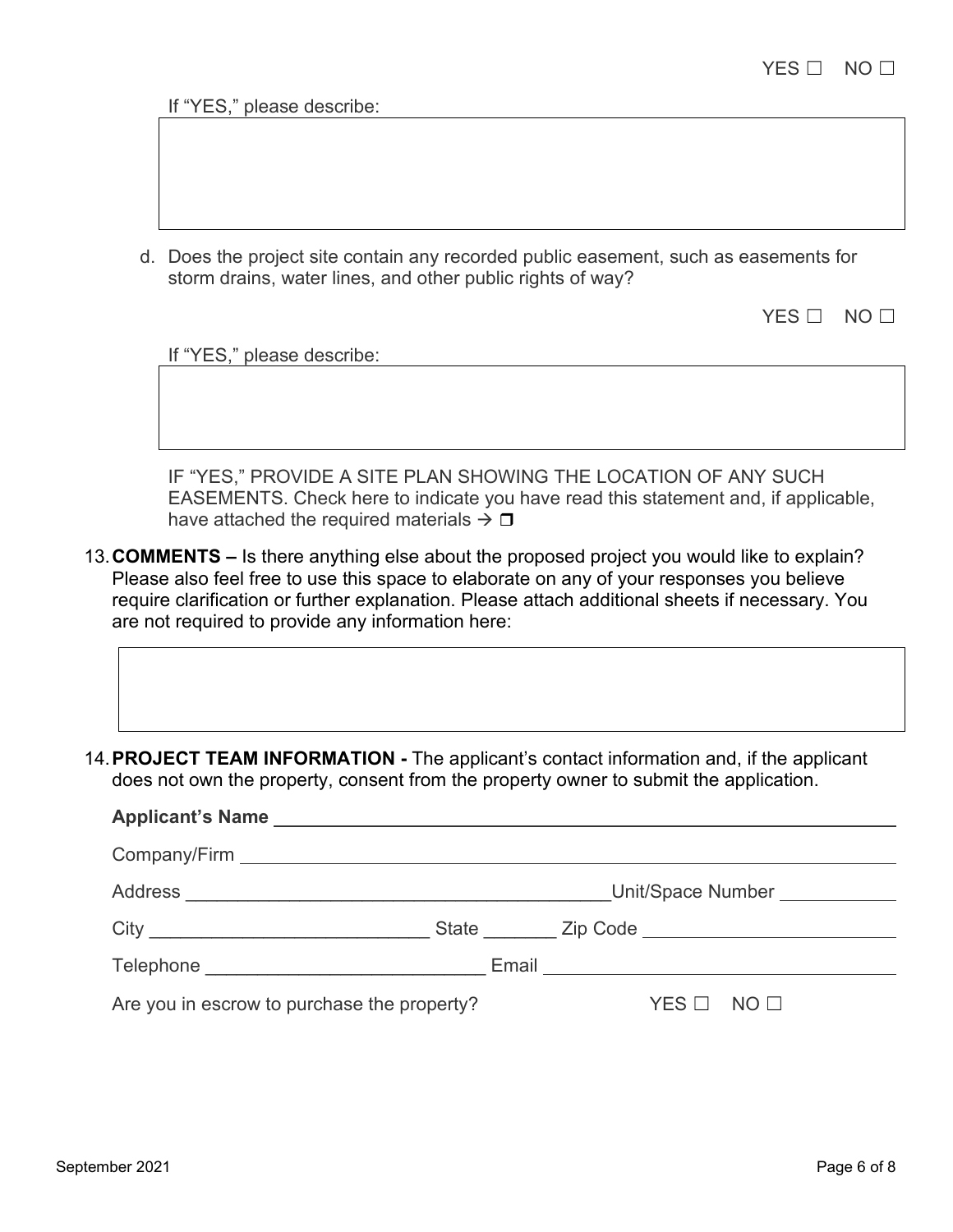YES ☐ NO ☐

If "YES," please describe:

d. Does the project site contain any recorded public easement, such as easements for storm drains, water lines, and other public rights of way?

YES ☐ NO ☐

If "YES," please describe:

IF "YES," PROVIDE A SITE PLAN SHOWING THE LOCATION OF ANY SUCH EASEMENTS. Check here to indicate you have read this statement and, if applicable, have attached the required materials → ❒

13. **COMMENTS –** Is there anything else about the proposed project you would like to explain? Please also feel free to use this space to elaborate on any of your responses you believe require clarification or further explanation. Please attach additional sheets if necessary. You are not required to provide any information here:

14. **PROJECT TEAM INFORMATION -** The applicant's contact information and, if the applicant does not own the property, consent from the property owner to submit the application.

**Applicant's Name** ______________________________

Company/Firm ______________________________

Address ______________________________ Unit/Space Number __________

City ______________________ State _______ Zip Code ______________________

Telephone ______________________ Email ______________________________

Are you in escrow to purchase the property? YES ☐ NO ☐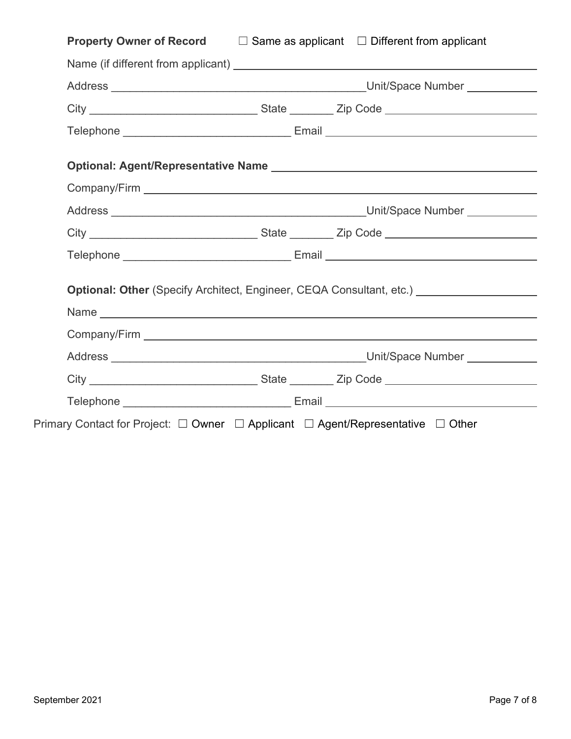**Property Owner of Record** ☐ Same as applicant ☐ Different from applicant

Name (if different from applicant) ______________________________

Address ______________________________ Unit/Space Number __________

City ______________________ State _______ Zip Code ______________________

Telephone ______________________ Email ______________________________

**Optional: Agent/Representative Name** ______________________________

Company/Firm ______________________________

Address ______________________________ Unit/Space Number __________

City ______________________ State _______ Zip Code ______________________

Telephone ______________________ Email ______________________________

**Optional: Other** (Specify Architect, Engineer, CEQA Consultant, etc.) __________________

Name ______________________________

Company/Firm ______________________________

Address ______________________________ Unit/Space Number __________

City ______________________ State _______ Zip Code ______________________

Telephone ______________________ Email ______________________________

Primary Contact for Project: ☐ Owner ☐ Applicant ☐ Agent/Representative ☐ Other

September 2021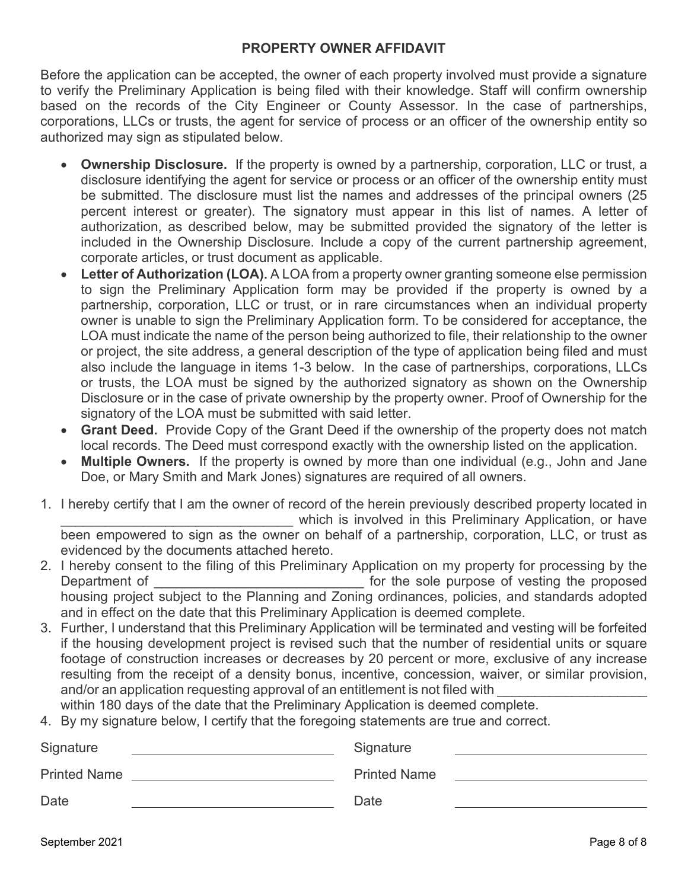## PROPERTY OWNER AFFIDAVIT

Before the application can be accepted, the owner of each property involved must provide a signature to verify the Preliminary Application is being filed with their knowledge. Staff will confirm ownership based on the records of the City Engineer or County Assessor. In the case of partnerships, corporations, LLCs or trusts, the agent for service of process or an officer of the ownership entity so authorized may sign as stipulated below.

- **Ownership Disclosure.** If the property is owned by a partnership, corporation, LLC or trust, a disclosure identifying the agent for service or process or an officer of the ownership entity must be submitted. The disclosure must list the names and addresses of the principal owners (25 percent interest or greater). The signatory must appear in this list of names. A letter of authorization, as described below, may be submitted provided the signatory of the letter is included in the Ownership Disclosure. Include a copy of the current partnership agreement, corporate articles, or trust document as applicable.
- **Letter of Authorization (LOA).** A LOA from a property owner granting someone else permission to sign the Preliminary Application form may be provided if the property is owned by a partnership, corporation, LLC or trust, or in rare circumstances when an individual property owner is unable to sign the Preliminary Application form. To be considered for acceptance, the LOA must indicate the name of the person being authorized to file, their relationship to the owner or project, the site address, a general description of the type of application being filed and must also include the language in items 1-3 below. In the case of partnerships, corporations, LLCs or trusts, the LOA must be signed by the authorized signatory as shown on the Ownership Disclosure or in the case of private ownership by the property owner. Proof of Ownership for the signatory of the LOA must be submitted with said letter.
- **Grant Deed.** Provide Copy of the Grant Deed if the ownership of the property does not match local records. The Deed must correspond exactly with the ownership listed on the application.
- **Multiple Owners.** If the property is owned by more than one individual (e.g., John and Jane Doe, or Mary Smith and Mark Jones) signatures are required of all owners.

1. I hereby certify that I am the owner of record of the herein previously described property located in ______________________________ which is involved in this Preliminary Application, or have been empowered to sign as the owner on behalf of a partnership, corporation, LLC, or trust as evidenced by the documents attached hereto.
2. I hereby consent to the filing of this Preliminary Application on my property for processing by the Department of ____________________________ for the sole purpose of vesting the proposed housing project subject to the Planning and Zoning ordinances, policies, and standards adopted and in effect on the date that this Preliminary Application is deemed complete.
3. Further, I understand that this Preliminary Application will be terminated and vesting will be forfeited if the housing development project is revised such that the number of residential units or square footage of construction increases or decreases by 20 percent or more, exclusive of any increase resulting from the receipt of a density bonus, incentive, concession, waiver, or similar provision, and/or an application requesting approval of an entitlement is not filed with ____________________ within 180 days of the date that the Preliminary Application is deemed complete.
4. By my signature below, I certify that the foregoing statements are true and correct.

| | | | |
|---|---|---|---|
| Signature | | Signature | |
| Printed Name | | Printed Name | |
| Date | | Date | |

September 2021